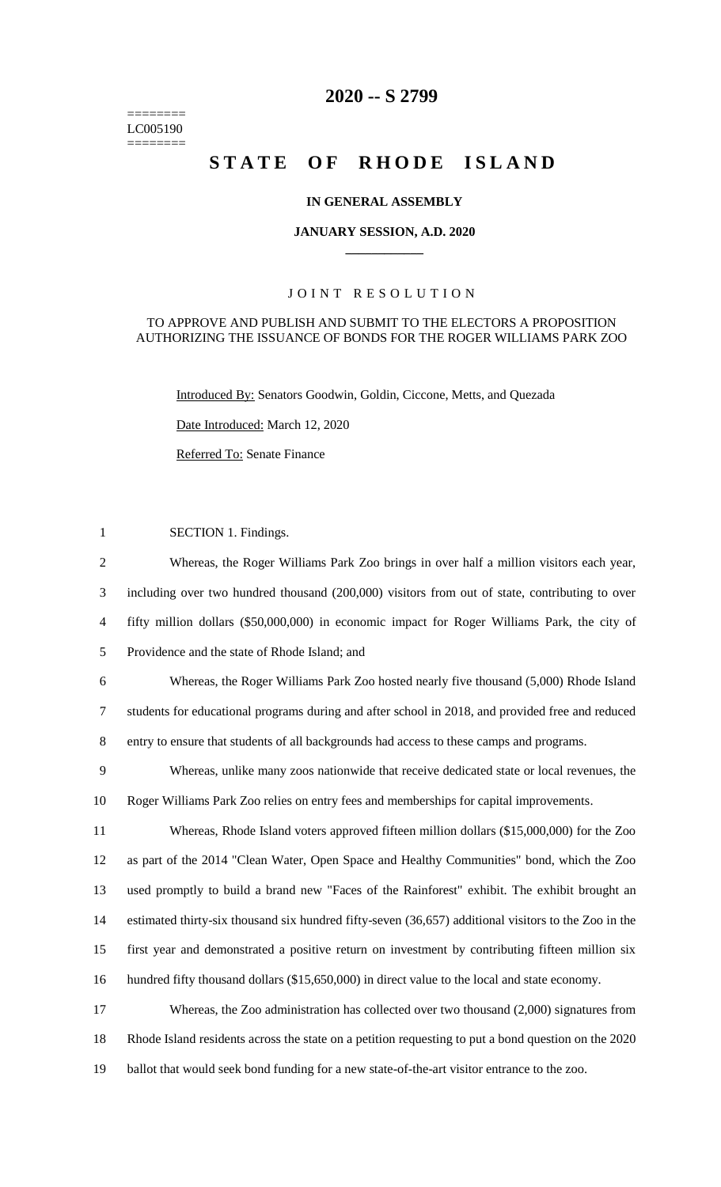========
LC005190
========

# 2020 -- S 2799

# S T A T E   O F   R H O D E   I S L A N D

### IN GENERAL ASSEMBLY

### JANUARY SESSION, A.D. 2020

J O I N T   R E S O L U T I O N

TO APPROVE AND PUBLISH AND SUBMIT TO THE ELECTORS A PROPOSITION AUTHORIZING THE ISSUANCE OF BONDS FOR THE ROGER WILLIAMS PARK ZOO

Introduced By: Senators Goodwin, Goldin, Ciccone, Metts, and Quezada

Date Introduced: March 12, 2020

Referred To: Senate Finance

1 SECTION 1. Findings.

2 Whereas, the Roger Williams Park Zoo brings in over half a million visitors each year,
3 including over two hundred thousand (200,000) visitors from out of state, contributing to over
4 fifty million dollars ($50,000,000) in economic impact for Roger Williams Park, the city of
5 Providence and the state of Rhode Island; and

6 Whereas, the Roger Williams Park Zoo hosted nearly five thousand (5,000) Rhode Island
7 students for educational programs during and after school in 2018, and provided free and reduced
8 entry to ensure that students of all backgrounds had access to these camps and programs.

9 Whereas, unlike many zoos nationwide that receive dedicated state or local revenues, the
10 Roger Williams Park Zoo relies on entry fees and memberships for capital improvements.

11 Whereas, Rhode Island voters approved fifteen million dollars ($15,000,000) for the Zoo
12 as part of the 2014 "Clean Water, Open Space and Healthy Communities" bond, which the Zoo
13 used promptly to build a brand new "Faces of the Rainforest" exhibit. The exhibit brought an
14 estimated thirty-six thousand six hundred fifty-seven (36,657) additional visitors to the Zoo in the
15 first year and demonstrated a positive return on investment by contributing fifteen million six
16 hundred fifty thousand dollars ($15,650,000) in direct value to the local and state economy.

17 Whereas, the Zoo administration has collected over two thousand (2,000) signatures from
18 Rhode Island residents across the state on a petition requesting to put a bond question on the 2020
19 ballot that would seek bond funding for a new state-of-the-art visitor entrance to the zoo.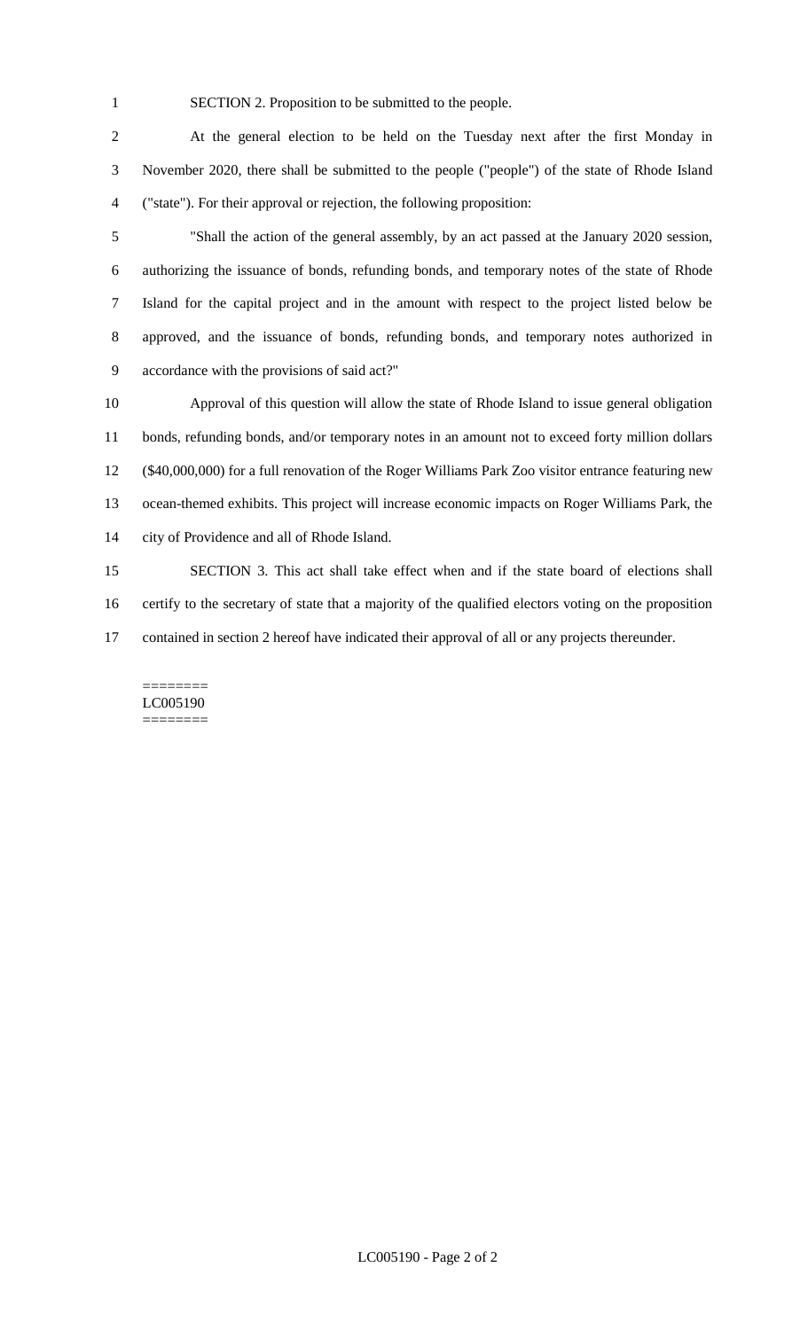SECTION 2. Proposition to be submitted to the people.

At the general election to be held on the Tuesday next after the first Monday in November 2020, there shall be submitted to the people ("people") of the state of Rhode Island ("state"). For their approval or rejection, the following proposition:

"Shall the action of the general assembly, by an act passed at the January 2020 session, authorizing the issuance of bonds, refunding bonds, and temporary notes of the state of Rhode Island for the capital project and in the amount with respect to the project listed below be approved, and the issuance of bonds, refunding bonds, and temporary notes authorized in accordance with the provisions of said act?"

Approval of this question will allow the state of Rhode Island to issue general obligation bonds, refunding bonds, and/or temporary notes in an amount not to exceed forty million dollars ($40,000,000) for a full renovation of the Roger Williams Park Zoo visitor entrance featuring new ocean-themed exhibits. This project will increase economic impacts on Roger Williams Park, the city of Providence and all of Rhode Island.

SECTION 3. This act shall take effect when and if the state board of elections shall certify to the secretary of state that a majority of the qualified electors voting on the proposition contained in section 2 hereof have indicated their approval of all or any projects thereunder.

========
LC005190
========